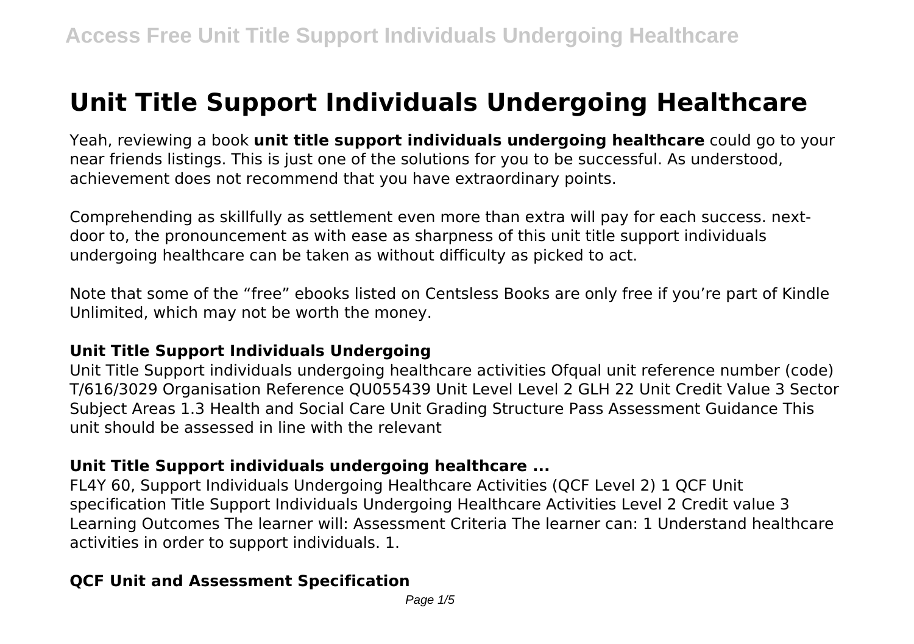# Unit Title Support Individuals Undergoing Healthcare

Yeah, reviewing a book **unit title support individuals undergoing healthcare** could go to your near friends listings. This is just one of the solutions for you to be successful. As understood, achievement does not recommend that you have extraordinary points.

Comprehending as skillfully as settlement even more than extra will pay for each success. next-door to, the pronouncement as with ease as sharpness of this unit title support individuals undergoing healthcare can be taken as without difficulty as picked to act.

Note that some of the "free" ebooks listed on Centsless Books are only free if you're part of Kindle Unlimited, which may not be worth the money.

### Unit Title Support Individuals Undergoing

Unit Title Support individuals undergoing healthcare activities Ofqual unit reference number (code) T/616/3029 Organisation Reference QU055439 Unit Level Level 2 GLH 22 Unit Credit Value 3 Sector Subject Areas 1.3 Health and Social Care Unit Grading Structure Pass Assessment Guidance This unit should be assessed in line with the relevant

### Unit Title Support individuals undergoing healthcare ...

FL4Y 60, Support Individuals Undergoing Healthcare Activities (QCF Level 2) 1 QCF Unit specification Title Support Individuals Undergoing Healthcare Activities Level 2 Credit value 3 Learning Outcomes The learner will: Assessment Criteria The learner can: 1 Understand healthcare activities in order to support individuals. 1.

### QCF Unit and Assessment Specification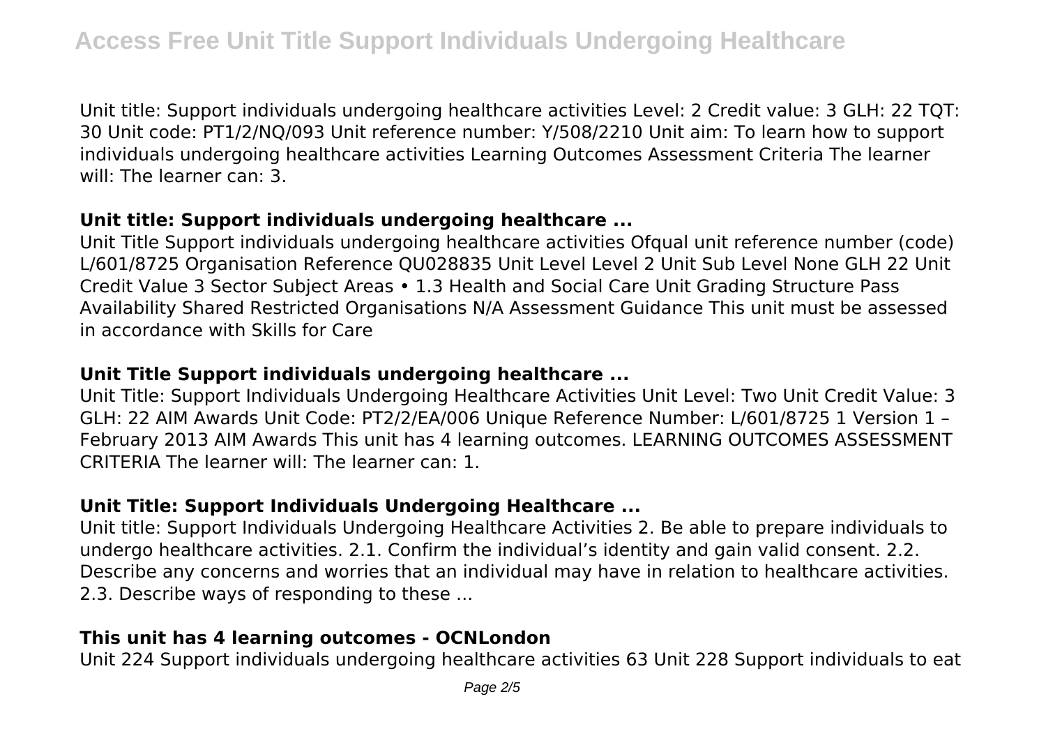Unit title: Support individuals undergoing healthcare activities Level: 2 Credit value: 3 GLH: 22 TQT: 30 Unit code: PT1/2/NQ/093 Unit reference number: Y/508/2210 Unit aim: To learn how to support individuals undergoing healthcare activities Learning Outcomes Assessment Criteria The learner will: The learner can: 3.

### **Unit title: Support individuals undergoing healthcare ...**

Unit Title Support individuals undergoing healthcare activities Ofqual unit reference number (code) L/601/8725 Organisation Reference QU028835 Unit Level Level 2 Unit Sub Level None GLH 22 Unit Credit Value 3 Sector Subject Areas • 1.3 Health and Social Care Unit Grading Structure Pass Availability Shared Restricted Organisations N/A Assessment Guidance This unit must be assessed in accordance with Skills for Care

### **Unit Title Support individuals undergoing healthcare ...**

Unit Title: Support Individuals Undergoing Healthcare Activities Unit Level: Two Unit Credit Value: 3 GLH: 22 AIM Awards Unit Code: PT2/2/EA/006 Unique Reference Number: L/601/8725 1 Version 1 – February 2013 AIM Awards This unit has 4 learning outcomes. LEARNING OUTCOMES ASSESSMENT CRITERIA The learner will: The learner can: 1.

### **Unit Title: Support Individuals Undergoing Healthcare ...**

Unit title: Support Individuals Undergoing Healthcare Activities 2. Be able to prepare individuals to undergo healthcare activities. 2.1. Confirm the individual's identity and gain valid consent. 2.2. Describe any concerns and worries that an individual may have in relation to healthcare activities. 2.3. Describe ways of responding to these ...

### **This unit has 4 learning outcomes - OCNLondon**

Unit 224 Support individuals undergoing healthcare activities 63 Unit 228 Support individuals to eat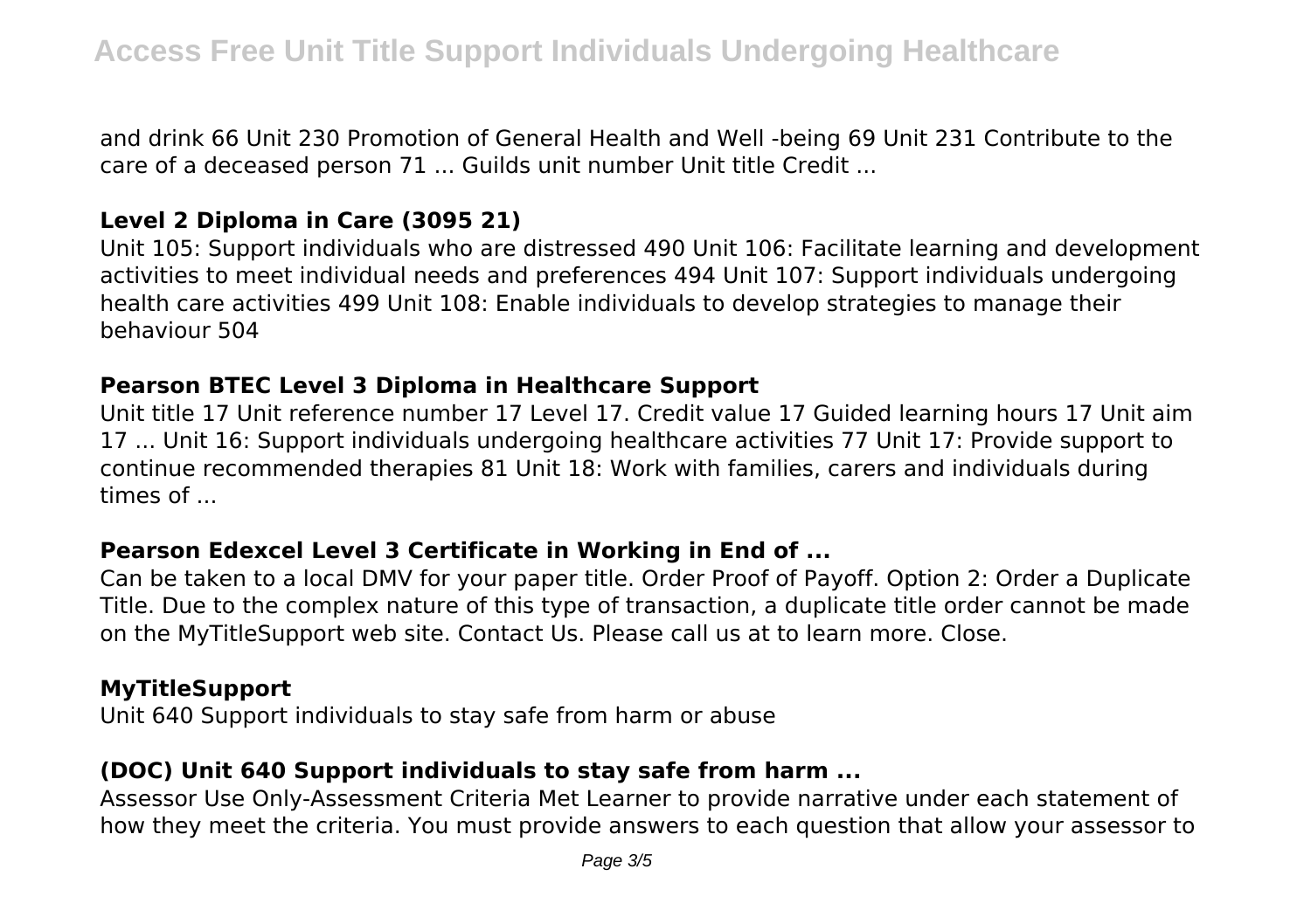and drink 66 Unit 230 Promotion of General Health and Well -being 69 Unit 231 Contribute to the care of a deceased person 71 ... Guilds unit number Unit title Credit ...

### **Level 2 Diploma in Care (3095 21)**

Unit 105: Support individuals who are distressed 490 Unit 106: Facilitate learning and development activities to meet individual needs and preferences 494 Unit 107: Support individuals undergoing health care activities 499 Unit 108: Enable individuals to develop strategies to manage their behaviour 504

### **Pearson BTEC Level 3 Diploma in Healthcare Support**

Unit title 17 Unit reference number 17 Level 17. Credit value 17 Guided learning hours 17 Unit aim 17 ... Unit 16: Support individuals undergoing healthcare activities 77 Unit 17: Provide support to continue recommended therapies 81 Unit 18: Work with families, carers and individuals during times of ...

### **Pearson Edexcel Level 3 Certificate in Working in End of ...**

Can be taken to a local DMV for your paper title. Order Proof of Payoff. Option 2: Order a Duplicate Title. Due to the complex nature of this type of transaction, a duplicate title order cannot be made on the MyTitleSupport web site. Contact Us. Please call us at to learn more. Close.

### **MyTitleSupport**

Unit 640 Support individuals to stay safe from harm or abuse

### **(DOC) Unit 640 Support individuals to stay safe from harm ...**

Assessor Use Only-Assessment Criteria Met Learner to provide narrative under each statement of how they meet the criteria. You must provide answers to each question that allow your assessor to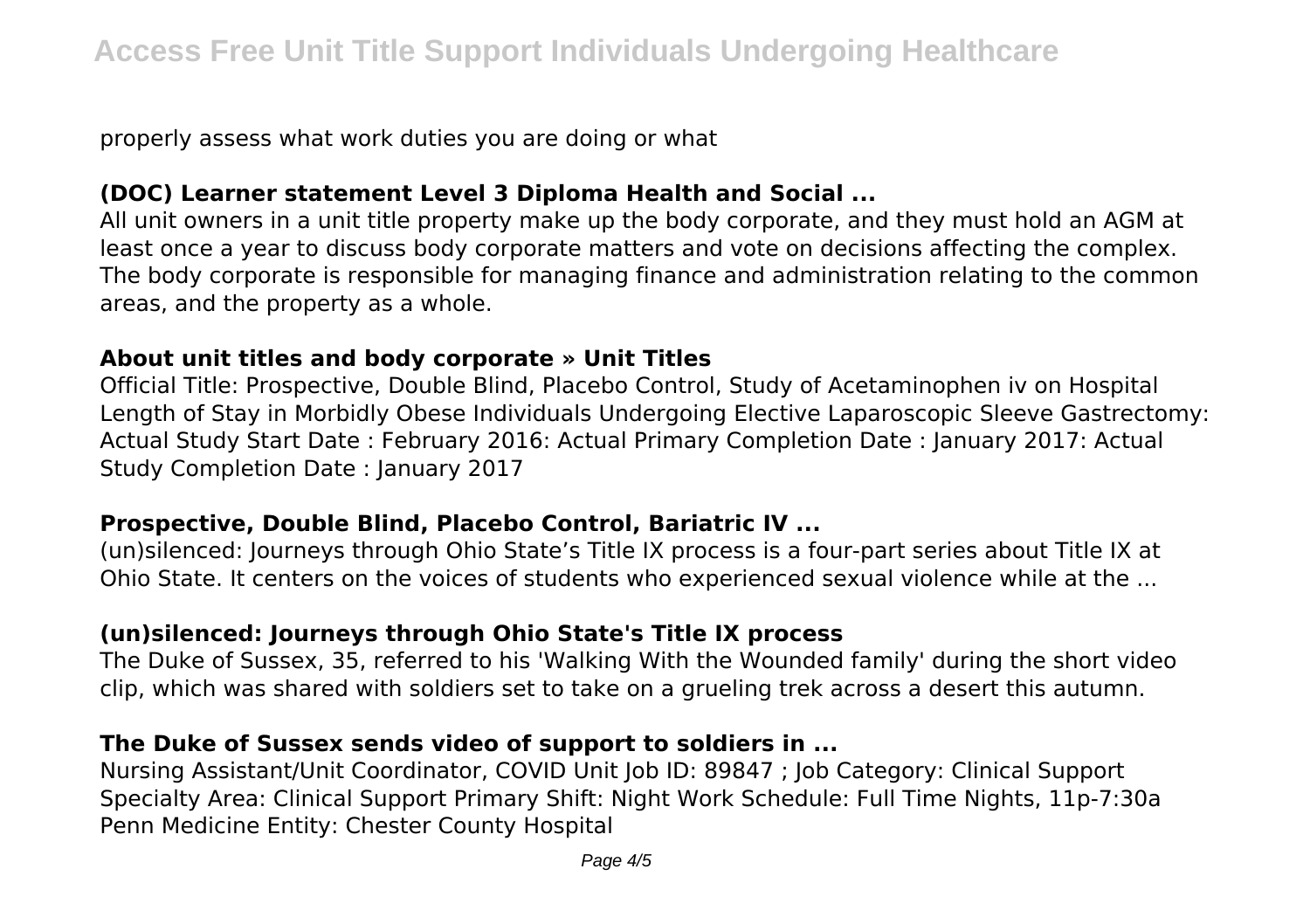properly assess what work duties you are doing or what

### (DOC) Learner statement Level 3 Diploma Health and Social ...

All unit owners in a unit title property make up the body corporate, and they must hold an AGM at least once a year to discuss body corporate matters and vote on decisions affecting the complex. The body corporate is responsible for managing finance and administration relating to the common areas, and the property as a whole.

### About unit titles and body corporate » Unit Titles

Official Title: Prospective, Double Blind, Placebo Control, Study of Acetaminophen iv on Hospital Length of Stay in Morbidly Obese Individuals Undergoing Elective Laparoscopic Sleeve Gastrectomy: Actual Study Start Date : February 2016: Actual Primary Completion Date : January 2017: Actual Study Completion Date : January 2017

### Prospective, Double Blind, Placebo Control, Bariatric IV ...

(un)silenced: Journeys through Ohio State's Title IX process is a four-part series about Title IX at Ohio State. It centers on the voices of students who experienced sexual violence while at the ...

### (un)silenced: Journeys through Ohio State's Title IX process

The Duke of Sussex, 35, referred to his 'Walking With the Wounded family' during the short video clip, which was shared with soldiers set to take on a grueling trek across a desert this autumn.

### The Duke of Sussex sends video of support to soldiers in ...

Nursing Assistant/Unit Coordinator, COVID Unit Job ID: 89847 ; Job Category: Clinical Support Specialty Area: Clinical Support Primary Shift: Night Work Schedule: Full Time Nights, 11p-7:30a Penn Medicine Entity: Chester County Hospital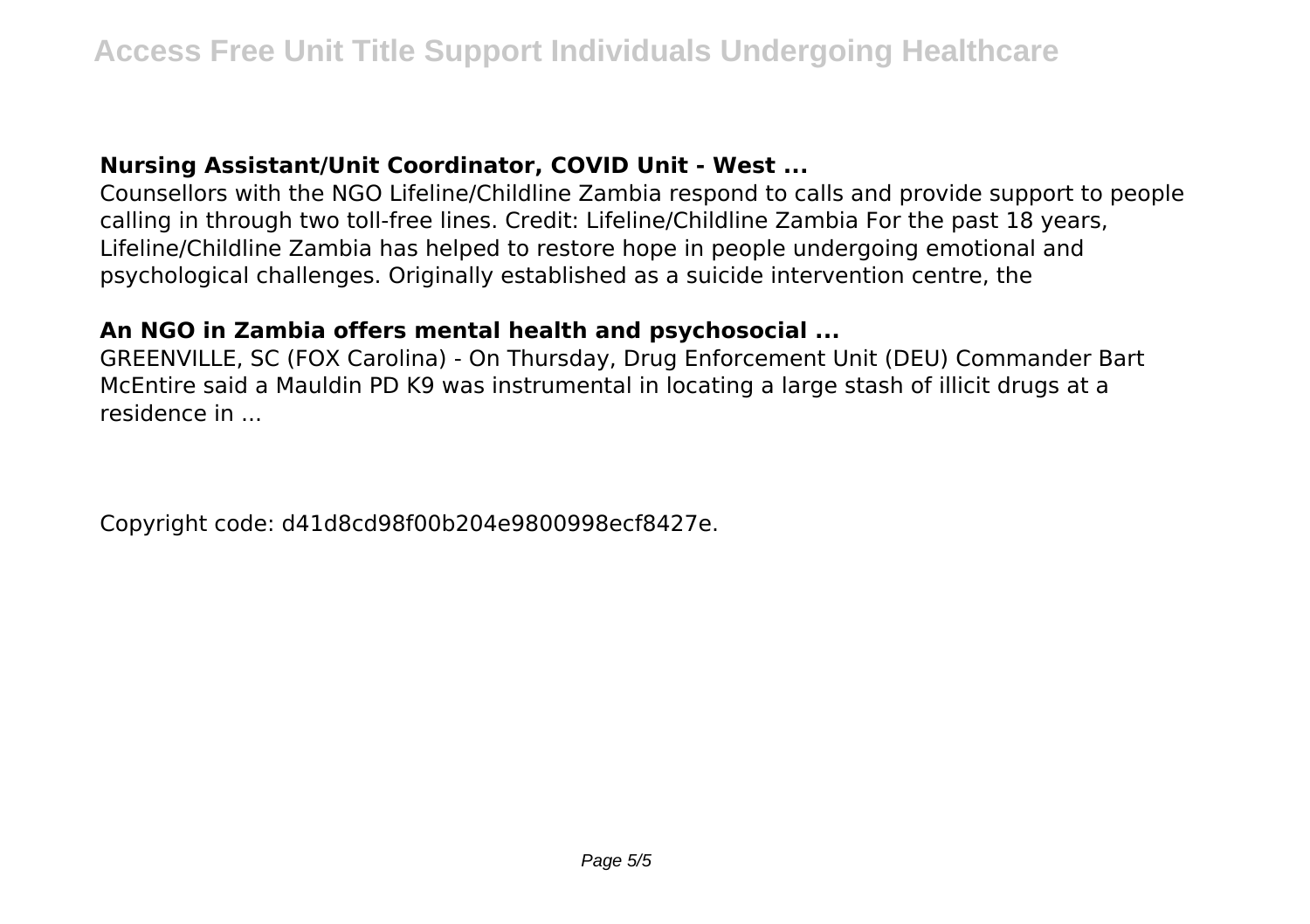**Nursing Assistant/Unit Coordinator, COVID Unit - West ...**

Counsellors with the NGO Lifeline/Childline Zambia respond to calls and provide support to people calling in through two toll-free lines. Credit: Lifeline/Childline Zambia For the past 18 years, Lifeline/Childline Zambia has helped to restore hope in people undergoing emotional and psychological challenges. Originally established as a suicide intervention centre, the

**An NGO in Zambia offers mental health and psychosocial ...**

GREENVILLE, SC (FOX Carolina) - On Thursday, Drug Enforcement Unit (DEU) Commander Bart McEntire said a Mauldin PD K9 was instrumental in locating a large stash of illicit drugs at a residence in ...

Copyright code: d41d8cd98f00b204e9800998ecf8427e.